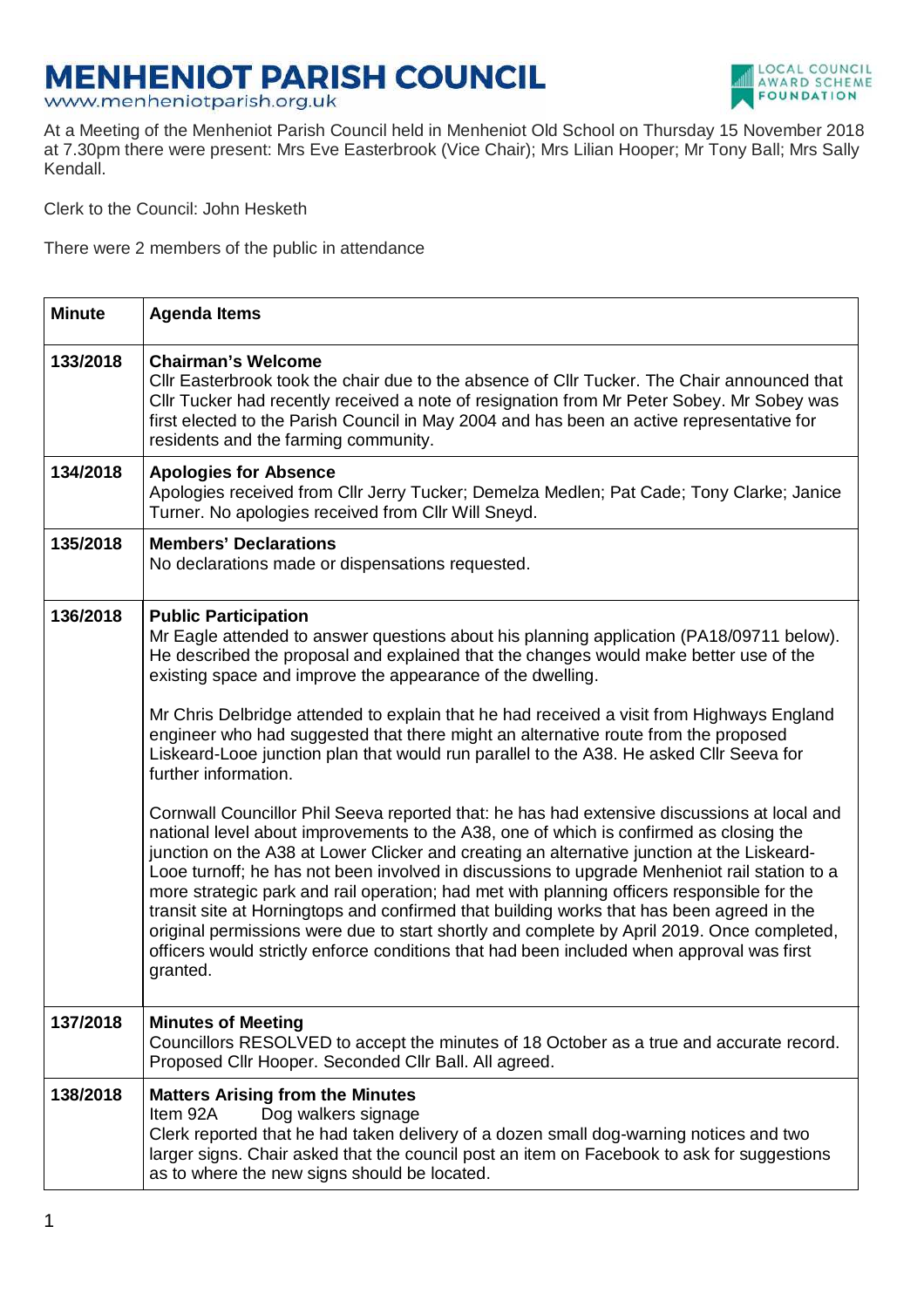# MENHENIOT PARISH COUNCIL

www.menheniotparish.org.uk

LOCAL COUNCIL AWARD SCHEME FOUNDATION

At a Meeting of the Menheniot Parish Council held in Menheniot Old School on Thursday 15 November 2018 at 7.30pm there were present: Mrs Eve Easterbrook (Vice Chair); Mrs Lilian Hooper; Mr Tony Ball; Mrs Sally Kendall.

Clerk to the Council: John Hesketh

There were 2 members of the public in attendance

| Minute | Agenda Items |
|---|---|
| 133/2018 | **Chairman's Welcome**<br>Cllr Easterbrook took the chair due to the absence of Cllr Tucker. The Chair announced that Cllr Tucker had recently received a note of resignation from Mr Peter Sobey. Mr Sobey was first elected to the Parish Council in May 2004 and has been an active representative for residents and the farming community. |
| 134/2018 | **Apologies for Absence**<br>Apologies received from Cllr Jerry Tucker; Demelza Medlen; Pat Cade; Tony Clarke; Janice Turner. No apologies received from Cllr Will Sneyd. |
| 135/2018 | **Members' Declarations**<br>No declarations made or dispensations requested. |
| 136/2018 | **Public Participation**<br>Mr Eagle attended to answer questions about his planning application (PA18/09711 below). He described the proposal and explained that the changes would make better use of the existing space and improve the appearance of the dwelling.<br><br>Mr Chris Delbridge attended to explain that he had received a visit from Highways England engineer who had suggested that there might an alternative route from the proposed Liskeard-Looe junction plan that would run parallel to the A38. He asked Cllr Seeva for further information.<br><br>Cornwall Councillor Phil Seeva reported that: he has had extensive discussions at local and national level about improvements to the A38, one of which is confirmed as closing the junction on the A38 at Lower Clicker and creating an alternative junction at the Liskeard-Looe turnoff; he has not been involved in discussions to upgrade Menheniot rail station to a more strategic park and rail operation; had met with planning officers responsible for the transit site at Horningtops and confirmed that building works that has been agreed in the original permissions were due to start shortly and complete by April 2019. Once completed, officers would strictly enforce conditions that had been included when approval was first granted. |
| 137/2018 | **Minutes of Meeting**<br>Councillors RESOLVED to accept the minutes of 18 October as a true and accurate record. Proposed Cllr Hooper. Seconded Cllr Ball. All agreed. |
| 138/2018 | **Matters Arising from the Minutes**<br>Item 92A Dog walkers signage<br>Clerk reported that he had taken delivery of a dozen small dog-warning notices and two larger signs. Chair asked that the council post an item on Facebook to ask for suggestions as to where the new signs should be located. |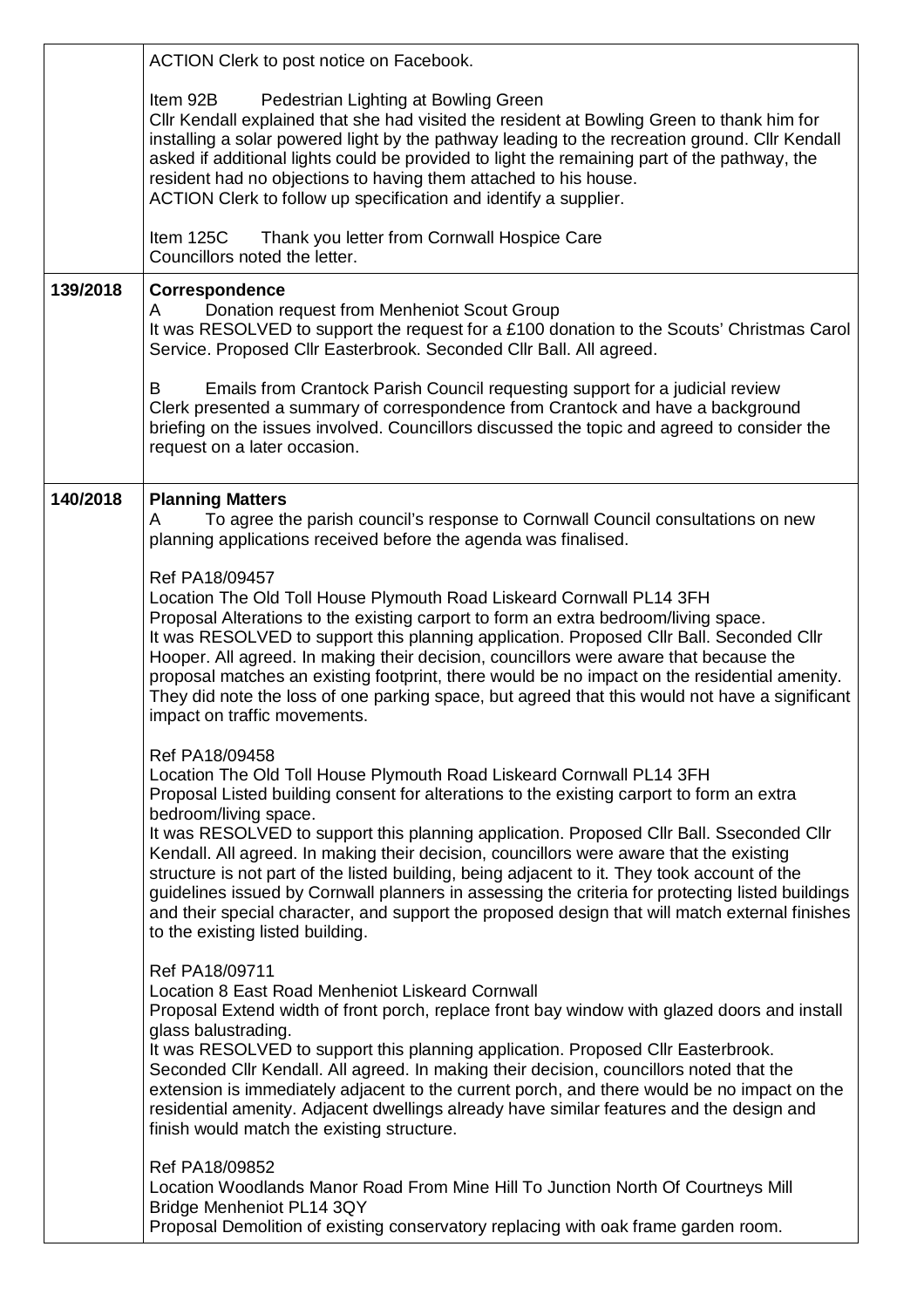| | |
|---|---|
| | ACTION Clerk to post notice on Facebook.<br><br>Item 92B Pedestrian Lighting at Bowling Green<br>Cllr Kendall explained that she had visited the resident at Bowling Green to thank him for installing a solar powered light by the pathway leading to the recreation ground. Cllr Kendall asked if additional lights could be provided to light the remaining part of the pathway, the resident had no objections to having them attached to his house.<br>ACTION Clerk to follow up specification and identify a supplier.<br><br>Item 125C Thank you letter from Cornwall Hospice Care<br>Councillors noted the letter. |
| **139/2018** | **Correspondence**<br>A Donation request from Menheniot Scout Group<br>It was RESOLVED to support the request for a £100 donation to the Scouts' Christmas Carol Service. Proposed Cllr Easterbrook. Seconded Cllr Ball. All agreed.<br><br>B Emails from Crantock Parish Council requesting support for a judicial review<br>Clerk presented a summary of correspondence from Crantock and have a background briefing on the issues involved. Councillors discussed the topic and agreed to consider the request on a later occasion. |
| **140/2018** | **Planning Matters**<br>A To agree the parish council's response to Cornwall Council consultations on new planning applications received before the agenda was finalised.<br><br>Ref PA18/09457<br>Location The Old Toll House Plymouth Road Liskeard Cornwall PL14 3FH<br>Proposal Alterations to the existing carport to form an extra bedroom/living space.<br>It was RESOLVED to support this planning application. Proposed Cllr Ball. Seconded Cllr Hooper. All agreed. In making their decision, councillors were aware that because the proposal matches an existing footprint, there would be no impact on the residential amenity. They did note the loss of one parking space, but agreed that this would not have a significant impact on traffic movements.<br><br>Ref PA18/09458<br>Location The Old Toll House Plymouth Road Liskeard Cornwall PL14 3FH<br>Proposal Listed building consent for alterations to the existing carport to form an extra bedroom/living space.<br>It was RESOLVED to support this planning application. Proposed Cllr Ball. Sseconded Cllr Kendall. All agreed. In making their decision, councillors were aware that the existing structure is not part of the listed building, being adjacent to it. They took account of the guidelines issued by Cornwall planners in assessing the criteria for protecting listed buildings and their special character, and support the proposed design that will match external finishes to the existing listed building.<br><br>Ref PA18/09711<br>Location 8 East Road Menheniot Liskeard Cornwall<br>Proposal Extend width of front porch, replace front bay window with glazed doors and install glass balustrading.<br>It was RESOLVED to support this planning application. Proposed Cllr Easterbrook. Seconded Cllr Kendall. All agreed. In making their decision, councillors noted that the extension is immediately adjacent to the current porch, and there would be no impact on the residential amenity. Adjacent dwellings already have similar features and the design and finish would match the existing structure.<br><br>Ref PA18/09852<br>Location Woodlands Manor Road From Mine Hill To Junction North Of Courtneys Mill Bridge Menheniot PL14 3QY<br>Proposal Demolition of existing conservatory replacing with oak frame garden room. |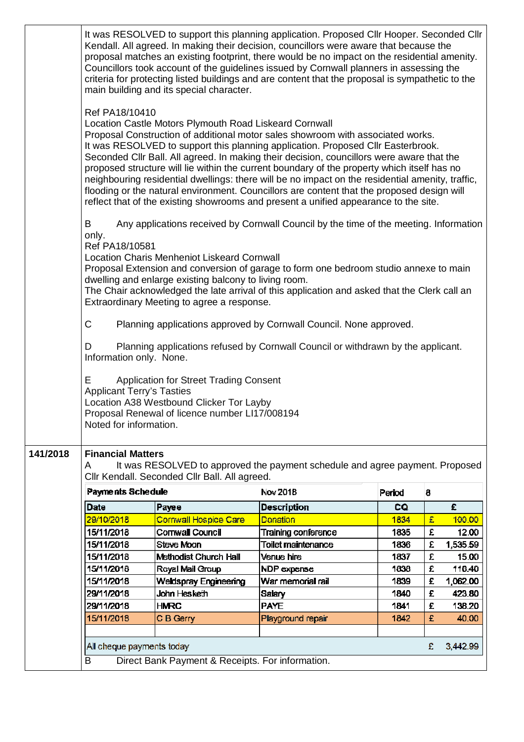It was RESOLVED to support this planning application. Proposed Cllr Hooper. Seconded Cllr Kendall. All agreed. In making their decision, councillors were aware that because the proposal matches an existing footprint, there would be no impact on the residential amenity. Councillors took account of the guidelines issued by Cornwall planners in assessing the criteria for protecting listed buildings and are content that the proposal is sympathetic to the main building and its special character.

Ref PA18/10410
Location Castle Motors Plymouth Road Liskeard Cornwall
Proposal Construction of additional motor sales showroom with associated works.
It was RESOLVED to support this planning application. Proposed Cllr Easterbrook. Seconded Cllr Ball. All agreed. In making their decision, councillors were aware that the proposed structure will lie within the current boundary of the property which itself has no neighbouring residential dwellings: there will be no impact on the residential amenity, traffic, flooding or the natural environment. Councillors are content that the proposed design will reflect that of the existing showrooms and present a unified appearance to the site.

B Any applications received by Cornwall Council by the time of the meeting. Information only.
Ref PA18/10581
Location Charis Menheniot Liskeard Cornwall
Proposal Extension and conversion of garage to form one bedroom studio annexe to main dwelling and enlarge existing balcony to living room.
The Chair acknowledged the late arrival of this application and asked that the Clerk call an Extraordinary Meeting to agree a response.

C Planning applications approved by Cornwall Council. None approved.

D Planning applications refused by Cornwall Council or withdrawn by the applicant. Information only. None.

E Application for Street Trading Consent
Applicant Terry's Tasties
Location A38 Westbound Clicker Tor Layby
Proposal Renewal of licence number LI17/008194
Noted for information.

**141/2018** **Financial Matters**

A It was RESOLVED to approved the payment schedule and agree payment. Proposed Cllr Kendall. Seconded Cllr Ball. All agreed.

| **Payments Schedule** | | Nov 2018 | Period | 8 |
|---|---|---|---|---|
| **Date** | **Payee** | **Description** | **CQ** | **£** |
| 29/10/2018 | Cornwall Hospice Care | Donation | 1834 | £ 100.00 |
| 15/11/2018 | Cornwall Council | Training conference | 1835 | £ 12.00 |
| 15/11/2018 | Steve Moon | Toilet maintenance | 1836 | £ 1,535.59 |
| 15/11/2018 | Methodist Church Hall | Venue hire | 1837 | £ 15.00 |
| 15/11/2018 | Royal Mail Group | NDP expense | 1838 | £ 116.40 |
| 15/11/2018 | Weldspray Engineering | War memorial rail | 1839 | £ 1,062.00 |
| 29/11/2018 | John Hesketh | Salary | 1840 | £ 423.80 |
| 29/11/2018 | HMRC | PAYE | 1841 | £ 138.20 |
| 15/11/2018 | C B Gerry | Playground repair | 1842 | £ 40.00 |
| | | | | |
| All cheque payments today | | | | £ 3,442.99 |

B Direct Bank Payment & Receipts. For information.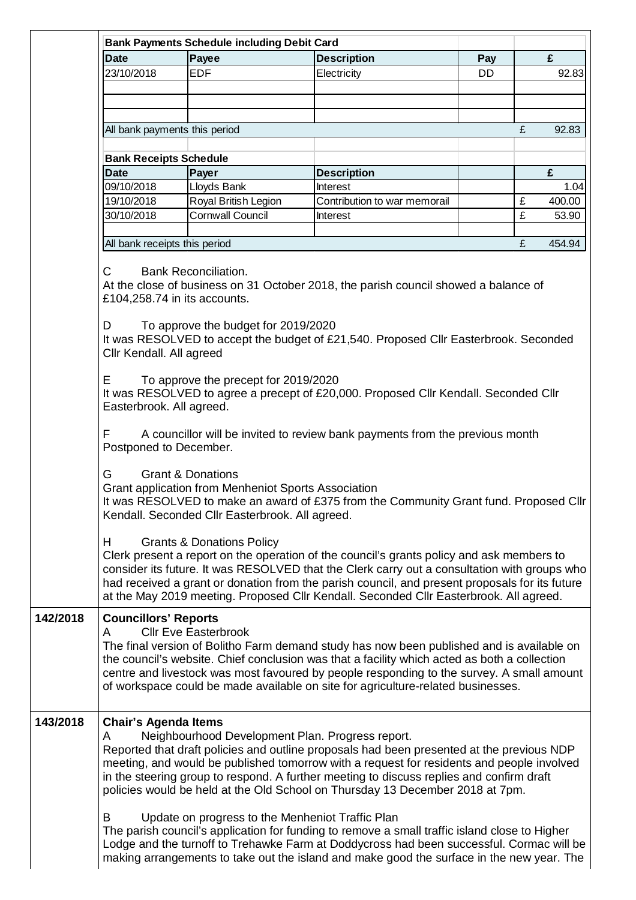| **Bank Payments Schedule including Debit Card** | | | | |
|---|---|---|---|---|
| **Date** | **Payee** | **Description** | **Pay** | **£** |
| 23/10/2018 | EDF | Electricity | DD | 92.83 |
| | | | | |
| | | | | |
| | | | | |
| All bank payments this period | | | | £ 92.83 |

| **Bank Receipts Schedule** | | | | |
|---|---|---|---|---|
| **Date** | **Payer** | **Description** | | **£** |
| 09/10/2018 | Lloyds Bank | Interest | | 1.04 |
| 19/10/2018 | Royal British Legion | Contribution to war memorail | | £ 400.00 |
| 30/10/2018 | Cornwall Council | Interest | | £ 53.90 |
| | | | | |
| All bank receipts this period | | | | £ 454.94 |

C Bank Reconciliation.
At the close of business on 31 October 2018, the parish council showed a balance of £104,258.74 in its accounts.

D To approve the budget for 2019/2020
It was RESOLVED to accept the budget of £21,540. Proposed Cllr Easterbrook. Seconded Cllr Kendall. All agreed

E To approve the precept for 2019/2020
It was RESOLVED to agree a precept of £20,000. Proposed Cllr Kendall. Seconded Cllr Easterbrook. All agreed.

F A councillor will be invited to review bank payments from the previous month
Postponed to December.

G Grant & Donations
Grant application from Menheniot Sports Association
It was RESOLVED to make an award of £375 from the Community Grant fund. Proposed Cllr Kendall. Seconded Cllr Easterbrook. All agreed.

H Grants & Donations Policy
Clerk present a report on the operation of the council's grants policy and ask members to consider its future. It was RESOLVED that the Clerk carry out a consultation with groups who had received a grant or donation from the parish council, and present proposals for its future at the May 2019 meeting. Proposed Cllr Kendall. Seconded Cllr Easterbrook. All agreed.

**142/2018** **Councillors' Reports**

A Cllr Eve Easterbrook
The final version of Bolitho Farm demand study has now been published and is available on the council's website. Chief conclusion was that a facility which acted as both a collection centre and livestock was most favoured by people responding to the survey. A small amount of workspace could be made available on site for agriculture-related businesses.

**143/2018** **Chair's Agenda Items**

A Neighbourhood Development Plan. Progress report.
Reported that draft policies and outline proposals had been presented at the previous NDP meeting, and would be published tomorrow with a request for residents and people involved in the steering group to respond. A further meeting to discuss replies and confirm draft policies would be held at the Old School on Thursday 13 December 2018 at 7pm.

B Update on progress to the Menheniot Traffic Plan
The parish council's application for funding to remove a small traffic island close to Higher Lodge and the turnoff to Trehawke Farm at Doddycross had been successful. Cormac will be making arrangements to take out the island and make good the surface in the new year. The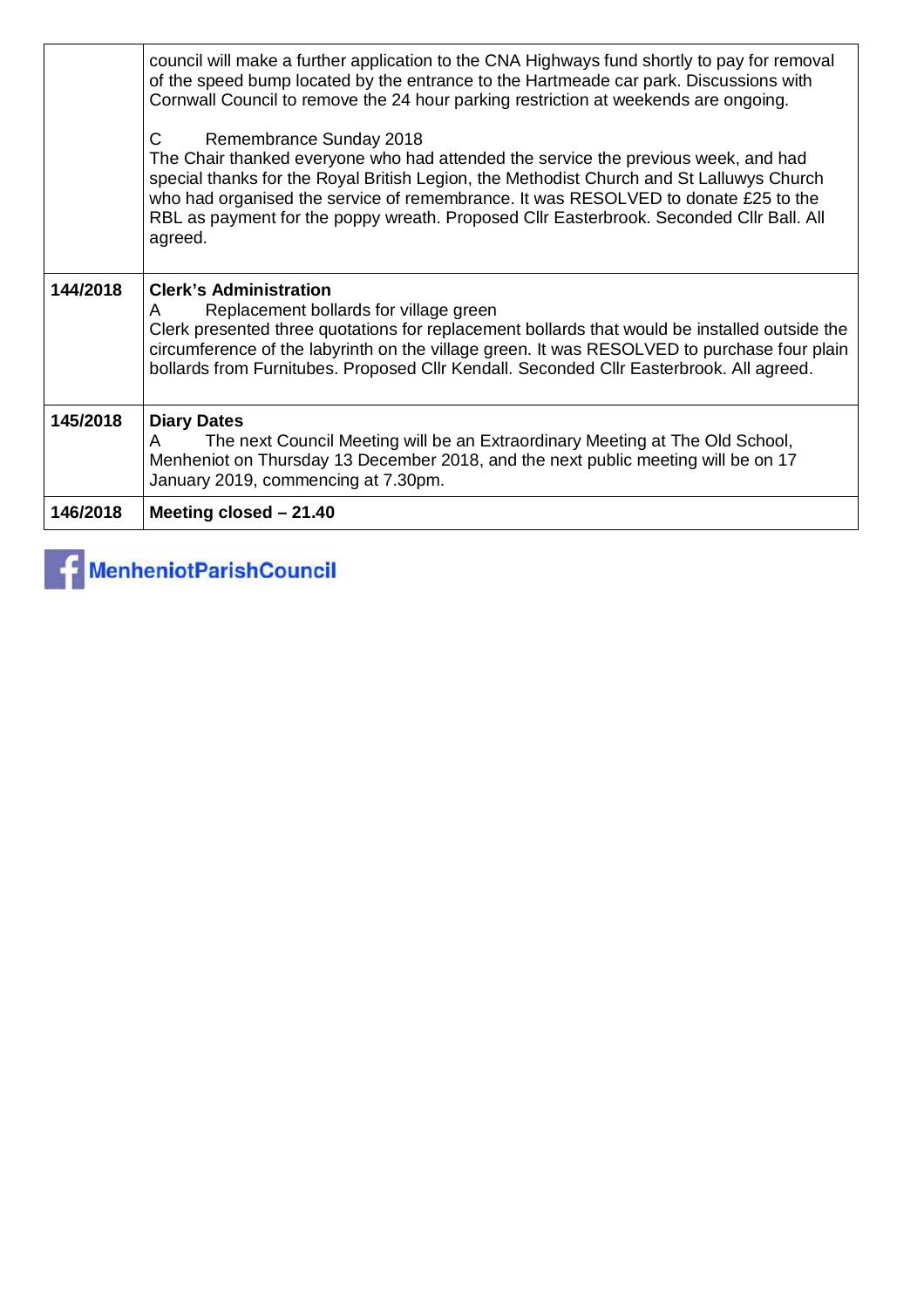| | |
|---|---|
| | council will make a further application to the CNA Highways fund shortly to pay for removal of the speed bump located by the entrance to the Hartmeade car park. Discussions with Cornwall Council to remove the 24 hour parking restriction at weekends are ongoing.<br><br>C Remembrance Sunday 2018<br>The Chair thanked everyone who had attended the service the previous week, and had special thanks for the Royal British Legion, the Methodist Church and St Lalluwys Church who had organised the service of remembrance. It was RESOLVED to donate £25 to the RBL as payment for the poppy wreath. Proposed Cllr Easterbrook. Seconded Cllr Ball. All agreed. |
| **144/2018** | **Clerk's Administration**<br>A Replacement bollards for village green<br>Clerk presented three quotations for replacement bollards that would be installed outside the circumference of the labyrinth on the village green. It was RESOLVED to purchase four plain bollards from Furnitubes. Proposed Cllr Kendall. Seconded Cllr Easterbrook. All agreed. |
| **145/2018** | **Diary Dates**<br>A The next Council Meeting will be an Extraordinary Meeting at The Old School, Menheniot on Thursday 13 December 2018, and the next public meeting will be on 17 January 2019, commencing at 7.30pm. |
| **146/2018** | **Meeting closed – 21.40** |

MenheniotParishCouncil